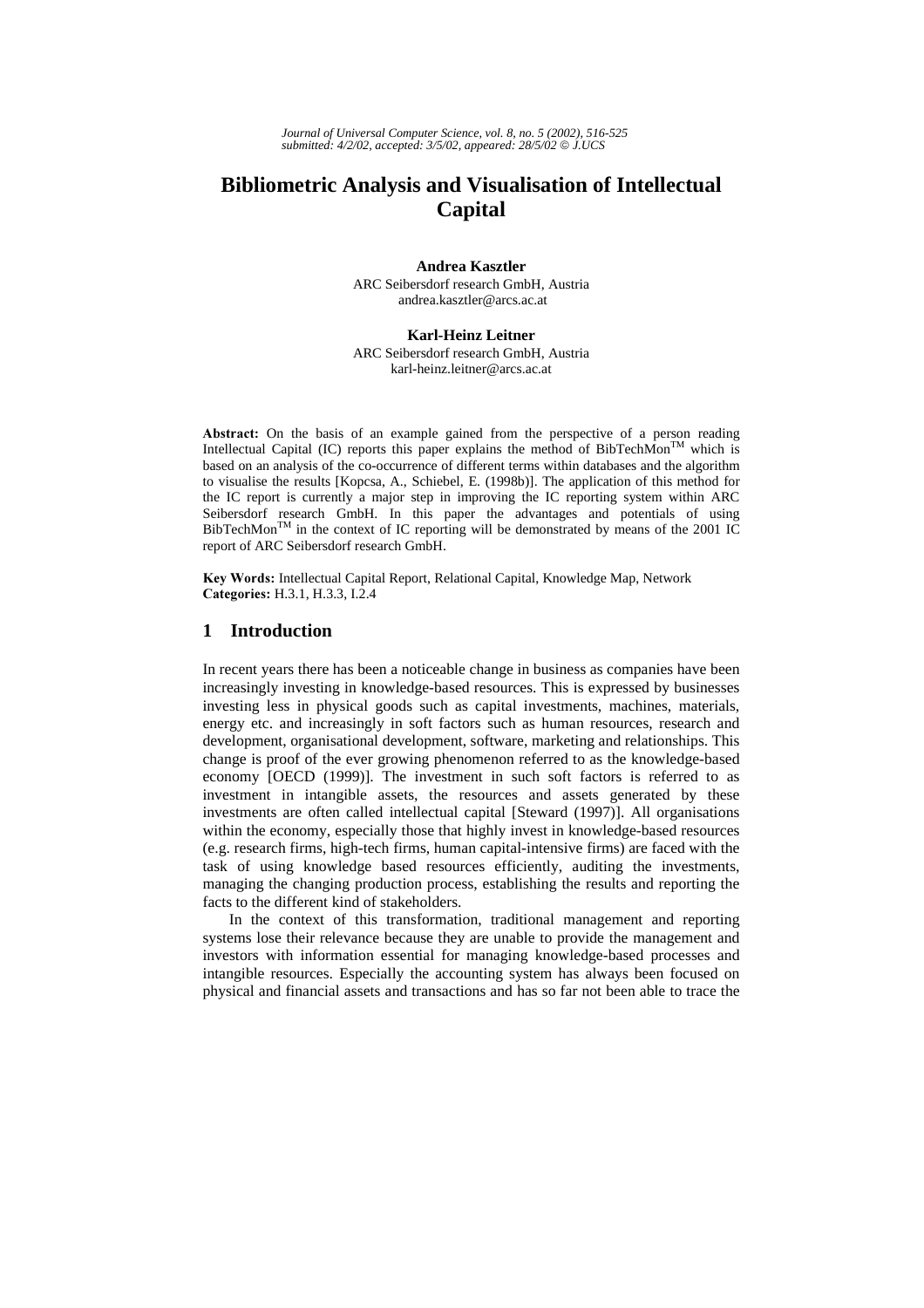# Bibliometric Analysis and Visualisation of Intellectual Capital

**Andrea Kasztler**
ARC Seibersdorf research GmbH, Austria
andrea.kasztler@arcs.ac.at

**Karl-Heinz Leitner**
ARC Seibersdorf research GmbH, Austria
karl-heinz.leitner@arcs.ac.at

**Abstract:** On the basis of an example gained from the perspective of a person reading Intellectual Capital (IC) reports this paper explains the method of BibTechMon™ which is based on an analysis of the co-occurrence of different terms within databases and the algorithm to visualise the results [Kopcsa, A., Schiebel, E. (1998b)]. The application of this method for the IC report is currently a major step in improving the IC reporting system within ARC Seibersdorf research GmbH. In this paper the advantages and potentials of using BibTechMon™ in the context of IC reporting will be demonstrated by means of the 2001 IC report of ARC Seibersdorf research GmbH.

**Key Words:** Intellectual Capital Report, Relational Capital, Knowledge Map, Network
**Categories:** H.3.1, H.3.3, I.2.4

## 1 Introduction

In recent years there has been a noticeable change in business as companies have been increasingly investing in knowledge-based resources. This is expressed by businesses investing less in physical goods such as capital investments, machines, materials, energy etc. and increasingly in soft factors such as human resources, research and development, organisational development, software, marketing and relationships. This change is proof of the ever growing phenomenon referred to as the knowledge-based economy [OECD (1999)]. The investment in such soft factors is referred to as investment in intangible assets, the resources and assets generated by these investments are often called intellectual capital [Steward (1997)]. All organisations within the economy, especially those that highly invest in knowledge-based resources (e.g. research firms, high-tech firms, human capital-intensive firms) are faced with the task of using knowledge based resources efficiently, auditing the investments, managing the changing production process, establishing the results and reporting the facts to the different kind of stakeholders.

In the context of this transformation, traditional management and reporting systems lose their relevance because they are unable to provide the management and investors with information essential for managing knowledge-based processes and intangible resources. Especially the accounting system has always been focused on physical and financial assets and transactions and has so far not been able to trace the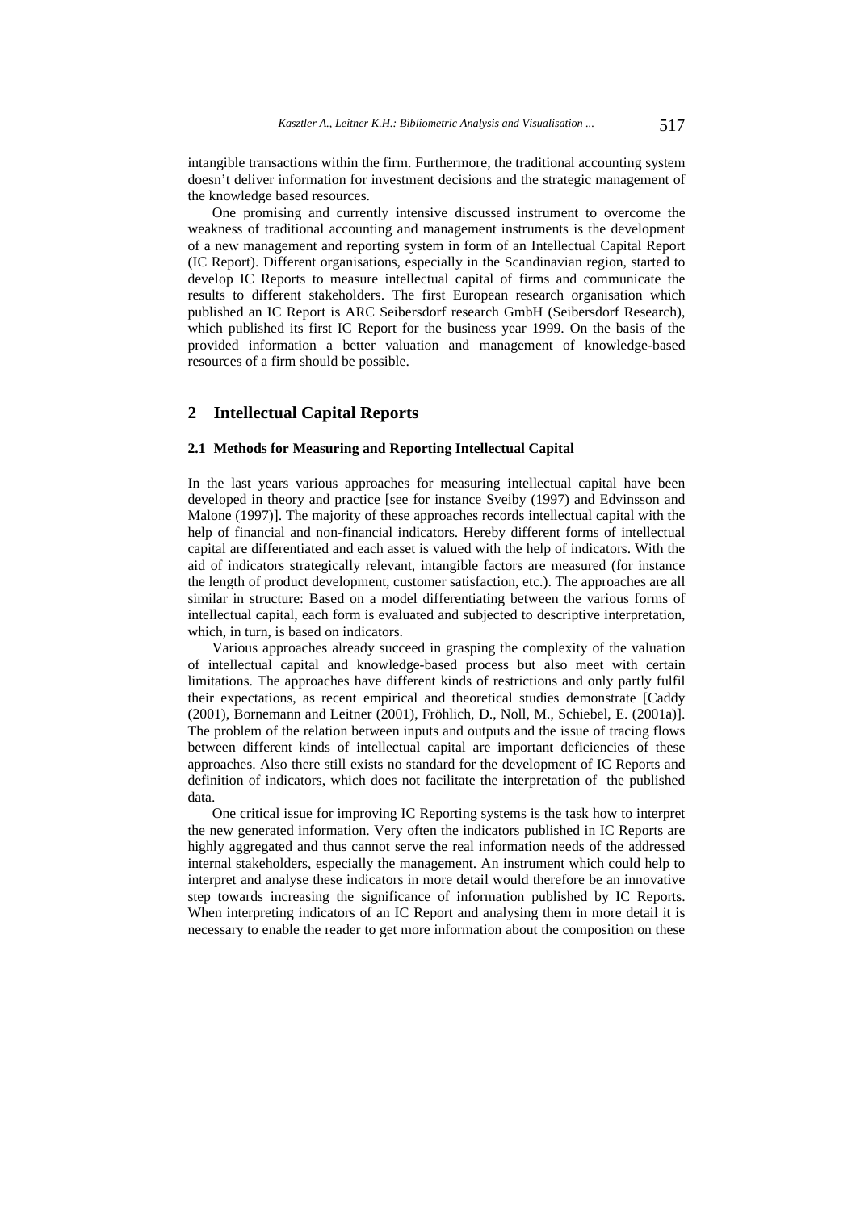intangible transactions within the firm. Furthermore, the traditional accounting system doesn't deliver information for investment decisions and the strategic management of the knowledge based resources.

One promising and currently intensive discussed instrument to overcome the weakness of traditional accounting and management instruments is the development of a new management and reporting system in form of an Intellectual Capital Report (IC Report). Different organisations, especially in the Scandinavian region, started to develop IC Reports to measure intellectual capital of firms and communicate the results to different stakeholders. The first European research organisation which published an IC Report is ARC Seibersdorf research GmbH (Seibersdorf Research), which published its first IC Report for the business year 1999. On the basis of the provided information a better valuation and management of knowledge-based resources of a firm should be possible.

## 2 Intellectual Capital Reports

### 2.1 Methods for Measuring and Reporting Intellectual Capital

In the last years various approaches for measuring intellectual capital have been developed in theory and practice [see for instance Sveiby (1997) and Edvinsson and Malone (1997)]. The majority of these approaches records intellectual capital with the help of financial and non-financial indicators. Hereby different forms of intellectual capital are differentiated and each asset is valued with the help of indicators. With the aid of indicators strategically relevant, intangible factors are measured (for instance the length of product development, customer satisfaction, etc.). The approaches are all similar in structure: Based on a model differentiating between the various forms of intellectual capital, each form is evaluated and subjected to descriptive interpretation, which, in turn, is based on indicators.

Various approaches already succeed in grasping the complexity of the valuation of intellectual capital and knowledge-based process but also meet with certain limitations. The approaches have different kinds of restrictions and only partly fulfil their expectations, as recent empirical and theoretical studies demonstrate [Caddy (2001), Bornemann and Leitner (2001), Fröhlich, D., Noll, M., Schiebel, E. (2001a)]. The problem of the relation between inputs and outputs and the issue of tracing flows between different kinds of intellectual capital are important deficiencies of these approaches. Also there still exists no standard for the development of IC Reports and definition of indicators, which does not facilitate the interpretation of the published data.

One critical issue for improving IC Reporting systems is the task how to interpret the new generated information. Very often the indicators published in IC Reports are highly aggregated and thus cannot serve the real information needs of the addressed internal stakeholders, especially the management. An instrument which could help to interpret and analyse these indicators in more detail would therefore be an innovative step towards increasing the significance of information published by IC Reports. When interpreting indicators of an IC Report and analysing them in more detail it is necessary to enable the reader to get more information about the composition on these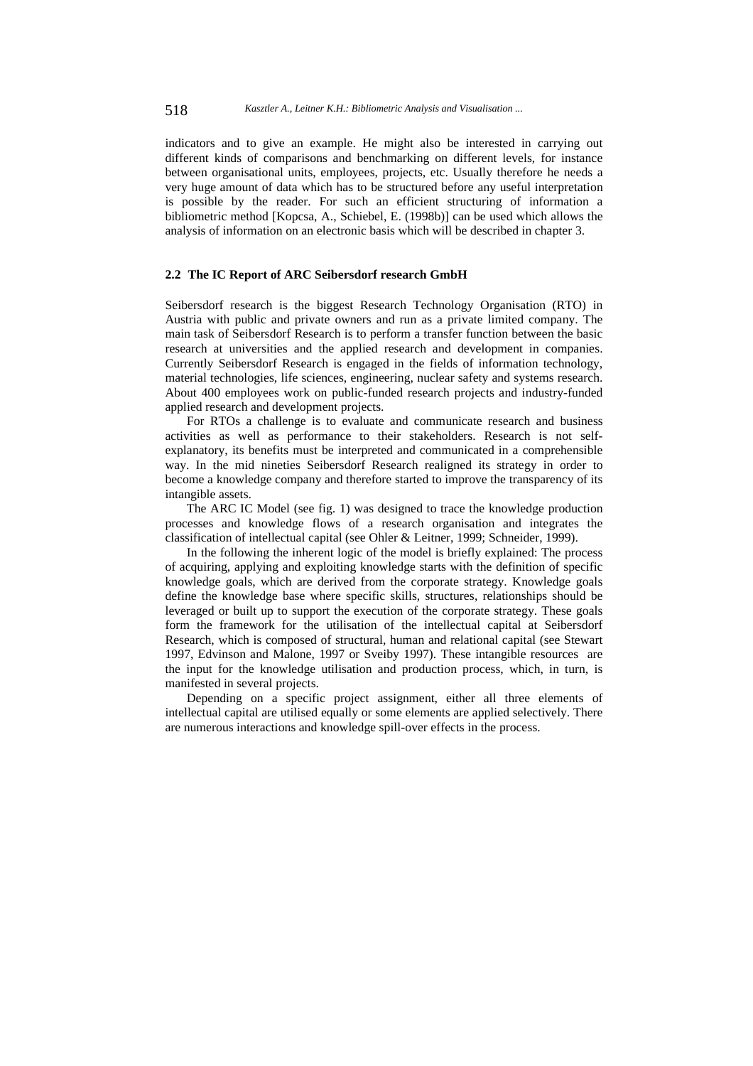indicators and to give an example. He might also be interested in carrying out different kinds of comparisons and benchmarking on different levels, for instance between organisational units, employees, projects, etc. Usually therefore he needs a very huge amount of data which has to be structured before any useful interpretation is possible by the reader. For such an efficient structuring of information a bibliometric method [Kopcsa, A., Schiebel, E. (1998b)] can be used which allows the analysis of information on an electronic basis which will be described in chapter 3.

### 2.2 The IC Report of ARC Seibersdorf research GmbH

Seibersdorf research is the biggest Research Technology Organisation (RTO) in Austria with public and private owners and run as a private limited company. The main task of Seibersdorf Research is to perform a transfer function between the basic research at universities and the applied research and development in companies. Currently Seibersdorf Research is engaged in the fields of information technology, material technologies, life sciences, engineering, nuclear safety and systems research. About 400 employees work on public-funded research projects and industry-funded applied research and development projects.

For RTOs a challenge is to evaluate and communicate research and business activities as well as performance to their stakeholders. Research is not self-explanatory, its benefits must be interpreted and communicated in a comprehensible way. In the mid nineties Seibersdorf Research realigned its strategy in order to become a knowledge company and therefore started to improve the transparency of its intangible assets.

The ARC IC Model (see fig. 1) was designed to trace the knowledge production processes and knowledge flows of a research organisation and integrates the classification of intellectual capital (see Ohler & Leitner, 1999; Schneider, 1999).

In the following the inherent logic of the model is briefly explained: The process of acquiring, applying and exploiting knowledge starts with the definition of specific knowledge goals, which are derived from the corporate strategy. Knowledge goals define the knowledge base where specific skills, structures, relationships should be leveraged or built up to support the execution of the corporate strategy. These goals form the framework for the utilisation of the intellectual capital at Seibersdorf Research, which is composed of structural, human and relational capital (see Stewart 1997, Edvinson and Malone, 1997 or Sveiby 1997). These intangible resources are the input for the knowledge utilisation and production process, which, in turn, is manifested in several projects.

Depending on a specific project assignment, either all three elements of intellectual capital are utilised equally or some elements are applied selectively. There are numerous interactions and knowledge spill-over effects in the process.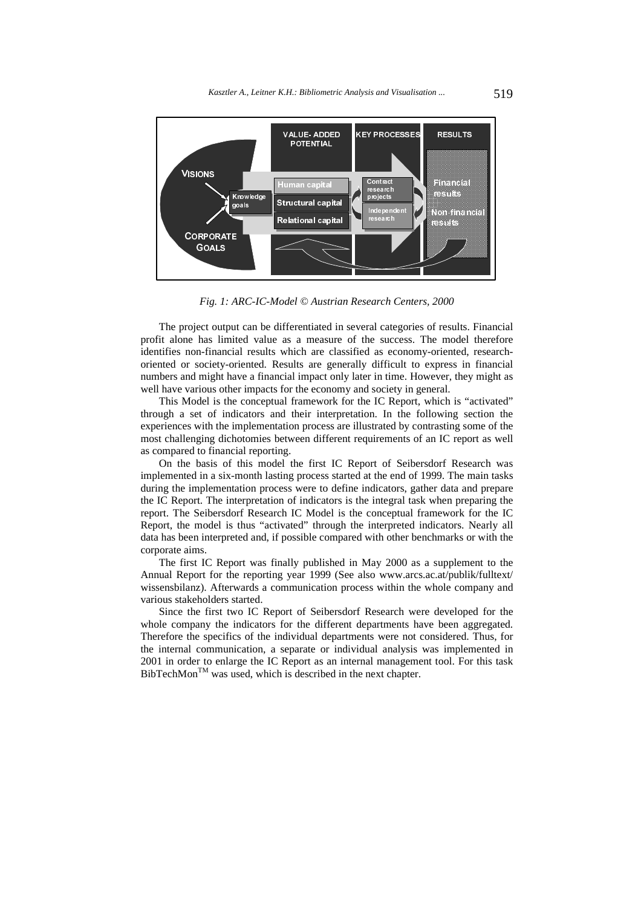*Fig. 1: ARC-IC-Model © Austrian Research Centers, 2000*

The project output can be differentiated in several categories of results. Financial profit alone has limited value as a measure of the success. The model therefore identifies non-financial results which are classified as economy-oriented, research-oriented or society-oriented. Results are generally difficult to express in financial numbers and might have a financial impact only later in time. However, they might as well have various other impacts for the economy and society in general.

This Model is the conceptual framework for the IC Report, which is "activated" through a set of indicators and their interpretation. In the following section the experiences with the implementation process are illustrated by contrasting some of the most challenging dichotomies between different requirements of an IC report as well as compared to financial reporting.

On the basis of this model the first IC Report of Seibersdorf Research was implemented in a six-month lasting process started at the end of 1999. The main tasks during the implementation process were to define indicators, gather data and prepare the IC Report. The interpretation of indicators is the integral task when preparing the report. The Seibersdorf Research IC Model is the conceptual framework for the IC Report, the model is thus "activated" through the interpreted indicators. Nearly all data has been interpreted and, if possible compared with other benchmarks or with the corporate aims.

The first IC Report was finally published in May 2000 as a supplement to the Annual Report for the reporting year 1999 (See also www.arcs.ac.at/publik/fulltext/wissensbilanz). Afterwards a communication process within the whole company and various stakeholders started.

Since the first two IC Report of Seibersdorf Research were developed for the whole company the indicators for the different departments have been aggregated. Therefore the specifics of the individual departments were not considered. Thus, for the internal communication, a separate or individual analysis was implemented in 2001 in order to enlarge the IC Report as an internal management tool. For this task BibTechMon™ was used, which is described in the next chapter.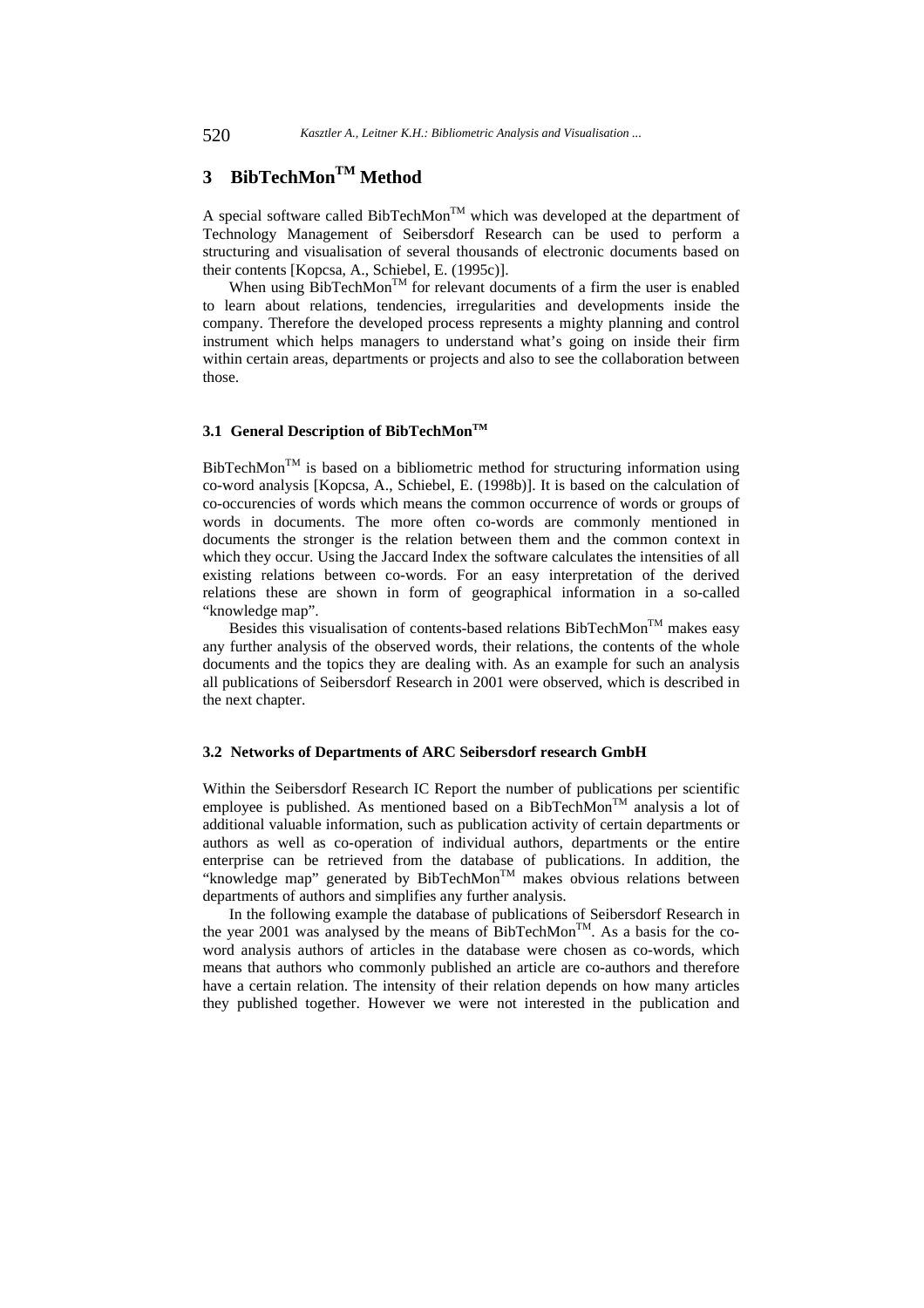# 3 BibTechMon™ Method

A special software called BibTechMon™ which was developed at the department of Technology Management of Seibersdorf Research can be used to perform a structuring and visualisation of several thousands of electronic documents based on their contents [Kopcsa, A., Schiebel, E. (1995c)].

When using BibTechMon™ for relevant documents of a firm the user is enabled to learn about relations, tendencies, irregularities and developments inside the company. Therefore the developed process represents a mighty planning and control instrument which helps managers to understand what's going on inside their firm within certain areas, departments or projects and also to see the collaboration between those.

## 3.1 General Description of BibTechMon™

BibTechMon™ is based on a bibliometric method for structuring information using co-word analysis [Kopcsa, A., Schiebel, E. (1998b)]. It is based on the calculation of co-occurencies of words which means the common occurrence of words or groups of words in documents. The more often co-words are commonly mentioned in documents the stronger is the relation between them and the common context in which they occur. Using the Jaccard Index the software calculates the intensities of all existing relations between co-words. For an easy interpretation of the derived relations these are shown in form of geographical information in a so-called "knowledge map".

Besides this visualisation of contents-based relations BibTechMon™ makes easy any further analysis of the observed words, their relations, the contents of the whole documents and the topics they are dealing with. As an example for such an analysis all publications of Seibersdorf Research in 2001 were observed, which is described in the next chapter.

## 3.2 Networks of Departments of ARC Seibersdorf research GmbH

Within the Seibersdorf Research IC Report the number of publications per scientific employee is published. As mentioned based on a BibTechMon™ analysis a lot of additional valuable information, such as publication activity of certain departments or authors as well as co-operation of individual authors, departments or the entire enterprise can be retrieved from the database of publications. In addition, the "knowledge map" generated by BibTechMon™ makes obvious relations between departments of authors and simplifies any further analysis.

In the following example the database of publications of Seibersdorf Research in the year 2001 was analysed by the means of BibTechMon™. As a basis for the co-word analysis authors of articles in the database were chosen as co-words, which means that authors who commonly published an article are co-authors and therefore have a certain relation. The intensity of their relation depends on how many articles they published together. However we were not interested in the publication and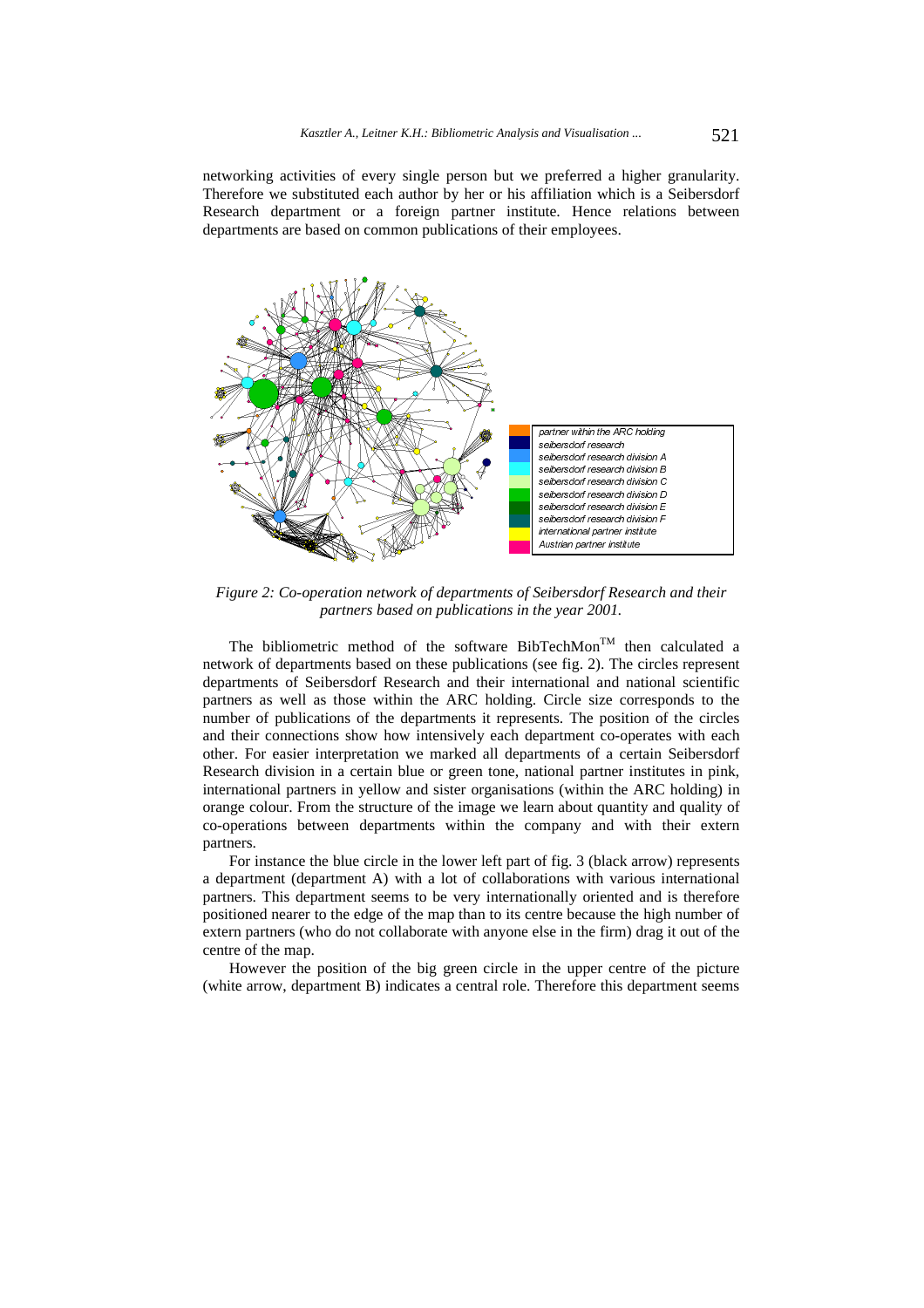networking activities of every single person but we preferred a higher granularity. Therefore we substituted each author by her or his affiliation which is a Seibersdorf Research department or a foreign partner institute. Hence relations between departments are based on common publications of their employees.

| Colour | Legend |
|---|---|
| orange | partner within the ARC holding |
| dark blue | seibersdorf research |
| blue | seibersdorf research division A |
| cyan | seibersdorf research division B |
| light green | seibersdorf research division C |
| green | seibersdorf research division D |
| dark green | seibersdorf research division E |
| teal | seibersdorf research division F |
| yellow | international partner institute |
| pink | Austrian partner institute |

*Figure 2: Co-operation network of departments of Seibersdorf Research and their partners based on publications in the year 2001.*

The bibliometric method of the software BibTechMon™ then calculated a network of departments based on these publications (see fig. 2). The circles represent departments of Seibersdorf Research and their international and national scientific partners as well as those within the ARC holding. Circle size corresponds to the number of publications of the departments it represents. The position of the circles and their connections show how intensively each department co-operates with each other. For easier interpretation we marked all departments of a certain Seibersdorf Research division in a certain blue or green tone, national partner institutes in pink, international partners in yellow and sister organisations (within the ARC holding) in orange colour. From the structure of the image we learn about quantity and quality of co-operations between departments within the company and with their extern partners.

For instance the blue circle in the lower left part of fig. 3 (black arrow) represents a department (department A) with a lot of collaborations with various international partners. This department seems to be very internationally oriented and is therefore positioned nearer to the edge of the map than to its centre because the high number of extern partners (who do not collaborate with anyone else in the firm) drag it out of the centre of the map.

However the position of the big green circle in the upper centre of the picture (white arrow, department B) indicates a central role. Therefore this department seems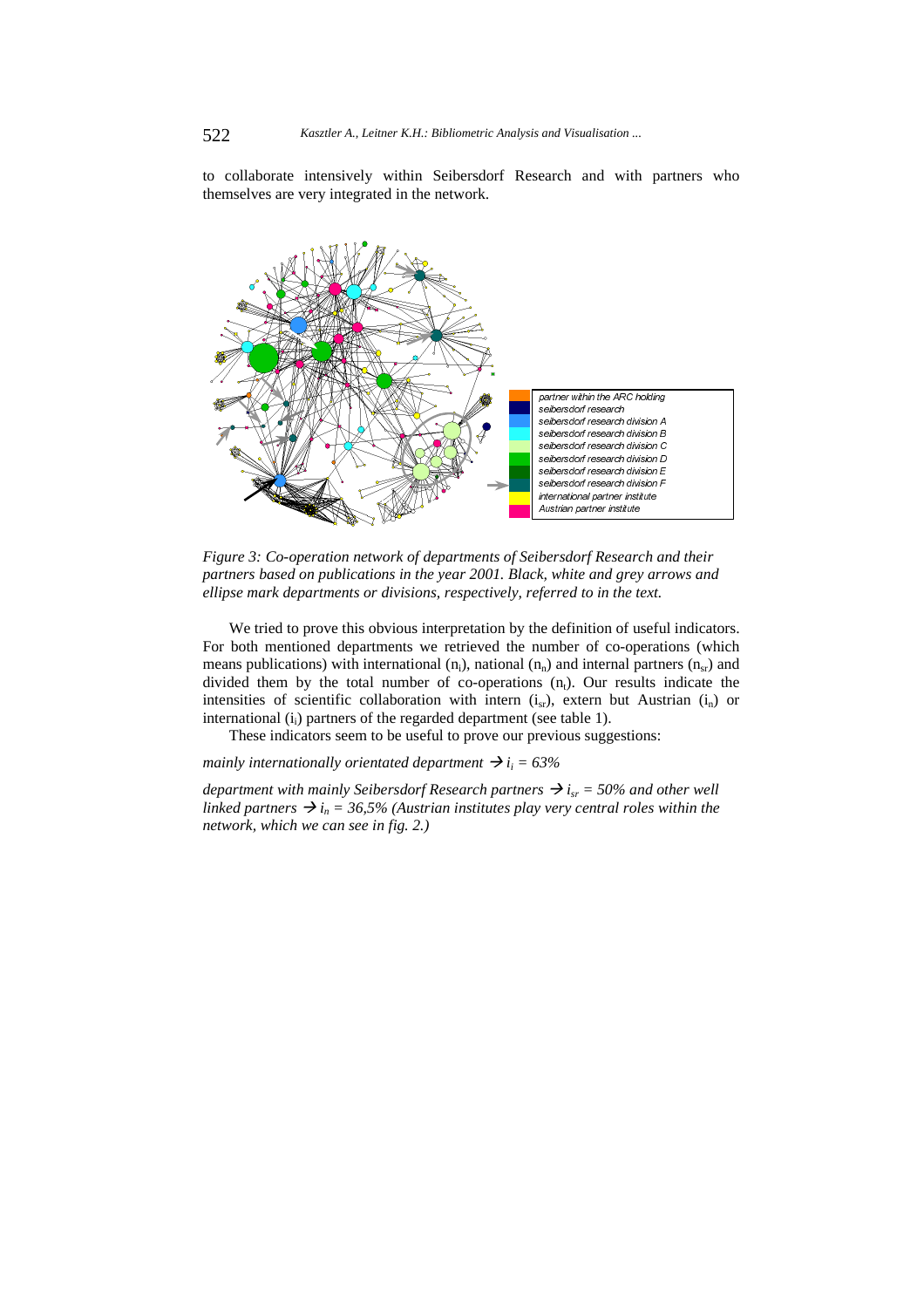to collaborate intensively within Seibersdorf Research and with partners who themselves are very integrated in the network.

*Figure 3: Co-operation network of departments of Seibersdorf Research and their partners based on publications in the year 2001. Black, white and grey arrows and ellipse mark departments or divisions, respectively, referred to in the text.*

We tried to prove this obvious interpretation by the definition of useful indicators. For both mentioned departments we retrieved the number of co-operations (which means publications) with international ($n_i$), national ($n_n$) and internal partners ($n_{sr}$) and divided them by the total number of co-operations ($n_t$). Our results indicate the intensities of scientific collaboration with intern ($i_{sr}$), extern but Austrian ($i_n$) or international ($i_i$) partners of the regarded department (see table 1).

These indicators seem to be useful to prove our previous suggestions:

*mainly internationally orientated department* → $i_i = 63\%$

*department with mainly Seibersdorf Research partners* → $i_{sr} = 50\%$ *and other well linked partners* → $i_n = 36{,}5\%$ *(Austrian institutes play very central roles within the network, which we can see in fig. 2.)*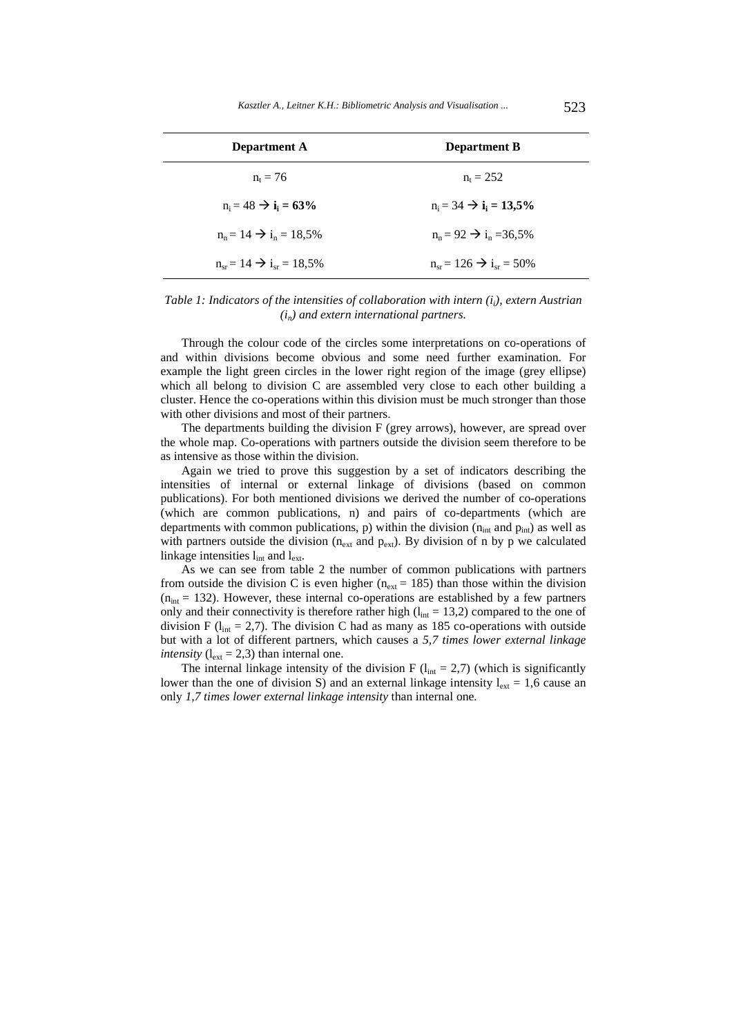| Department A | Department B |
|---|---|
| $n_t = 76$ | $n_t = 252$ |
| $n_i = 48 \rightarrow \mathbf{i_i = 63\%}$ | $n_i = 34 \rightarrow \mathbf{i_i = 13{,}5\%}$ |
| $n_n = 14 \rightarrow i_n = 18{,}5\%$ | $n_n = 92 \rightarrow i_n = 36{,}5\%$ |
| $n_{sr} = 14 \rightarrow i_{sr} = 18{,}5\%$ | $n_{sr} = 126 \rightarrow i_{sr} = 50\%$ |

*Table 1: Indicators of the intensities of collaboration with intern ($i_i$), extern Austrian ($i_n$) and extern international partners.*

Through the colour code of the circles some interpretations on co-operations of and within divisions become obvious and some need further examination. For example the light green circles in the lower right region of the image (grey ellipse) which all belong to division C are assembled very close to each other building a cluster. Hence the co-operations within this division must be much stronger than those with other divisions and most of their partners.

The departments building the division F (grey arrows), however, are spread over the whole map. Co-operations with partners outside the division seem therefore to be as intensive as those within the division.

Again we tried to prove this suggestion by a set of indicators describing the intensities of internal or external linkage of divisions (based on common publications). For both mentioned divisions we derived the number of co-operations (which are common publications, n) and pairs of co-departments (which are departments with common publications, p) within the division ($n_{int}$ and $p_{int}$) as well as with partners outside the division ($n_{ext}$ and $p_{ext}$). By division of n by p we calculated linkage intensities $l_{int}$ and $l_{ext}$.

As we can see from table 2 the number of common publications with partners from outside the division C is even higher ($n_{ext} = 185$) than those within the division ($n_{int} = 132$). However, these internal co-operations are established by a few partners only and their connectivity is therefore rather high ($l_{int} = 13{,}2$) compared to the one of division F ($l_{int} = 2{,}7$). The division C had as many as 185 co-operations with outside but with a lot of different partners, which causes a *5,7 times lower external linkage intensity* ($l_{ext} = 2{,}3$) than internal one.

The internal linkage intensity of the division F ($l_{int} = 2{,}7$) (which is significantly lower than the one of division S) and an external linkage intensity $l_{ext} = 1{,}6$ cause an only *1,7 times lower external linkage intensity* than internal one.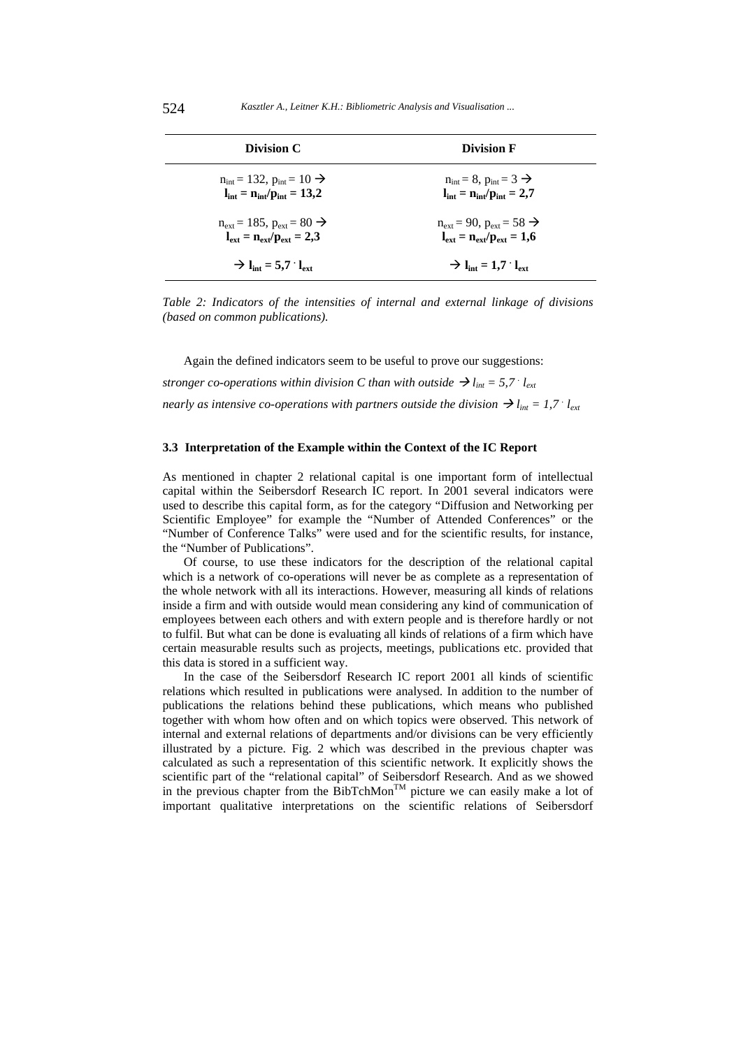| Division C | Division F |
|---|---|
| $n_{int} = 132$, $p_{int} = 10 \rightarrow$ **$l_{int} = n_{int}/p_{int} = 13{,}2$** | $n_{int} = 8$, $p_{int} = 3 \rightarrow$ **$l_{int} = n_{int}/p_{int} = 2{,}7$** |
| $n_{ext} = 185$, $p_{ext} = 80 \rightarrow$ **$l_{ext} = n_{ext}/p_{ext} = 2{,}3$** | $n_{ext} = 90$, $p_{ext} = 58 \rightarrow$ **$l_{ext} = n_{ext}/p_{ext} = 1{,}6$** |
| **$\rightarrow l_{int} = 5{,}7 \cdot l_{ext}$** | **$\rightarrow l_{int} = 1{,}7 \cdot l_{ext}$** |

*Table 2: Indicators of the intensities of internal and external linkage of divisions (based on common publications).*

Again the defined indicators seem to be useful to prove our suggestions:

*stronger co-operations within division C than with outside* $\rightarrow l_{int} = 5{,}7 \cdot l_{ext}$

*nearly as intensive co-operations with partners outside the division* $\rightarrow l_{int} = 1{,}7 \cdot l_{ext}$

### 3.3 Interpretation of the Example within the Context of the IC Report

As mentioned in chapter 2 relational capital is one important form of intellectual capital within the Seibersdorf Research IC report. In 2001 several indicators were used to describe this capital form, as for the category "Diffusion and Networking per Scientific Employee" for example the "Number of Attended Conferences" or the "Number of Conference Talks" were used and for the scientific results, for instance, the "Number of Publications".

Of course, to use these indicators for the description of the relational capital which is a network of co-operations will never be as complete as a representation of the whole network with all its interactions. However, measuring all kinds of relations inside a firm and with outside would mean considering any kind of communication of employees between each others and with extern people and is therefore hardly or not to fulfil. But what can be done is evaluating all kinds of relations of a firm which have certain measurable results such as projects, meetings, publications etc. provided that this data is stored in a sufficient way.

In the case of the Seibersdorf Research IC report 2001 all kinds of scientific relations which resulted in publications were analysed. In addition to the number of publications the relations behind these publications, which means who published together with whom how often and on which topics were observed. This network of internal and external relations of departments and/or divisions can be very efficiently illustrated by a picture. Fig. 2 which was described in the previous chapter was calculated as such a representation of this scientific network. It explicitly shows the scientific part of the "relational capital" of Seibersdorf Research. And as we showed in the previous chapter from the BibTchMon™ picture we can easily make a lot of important qualitative interpretations on the scientific relations of Seibersdorf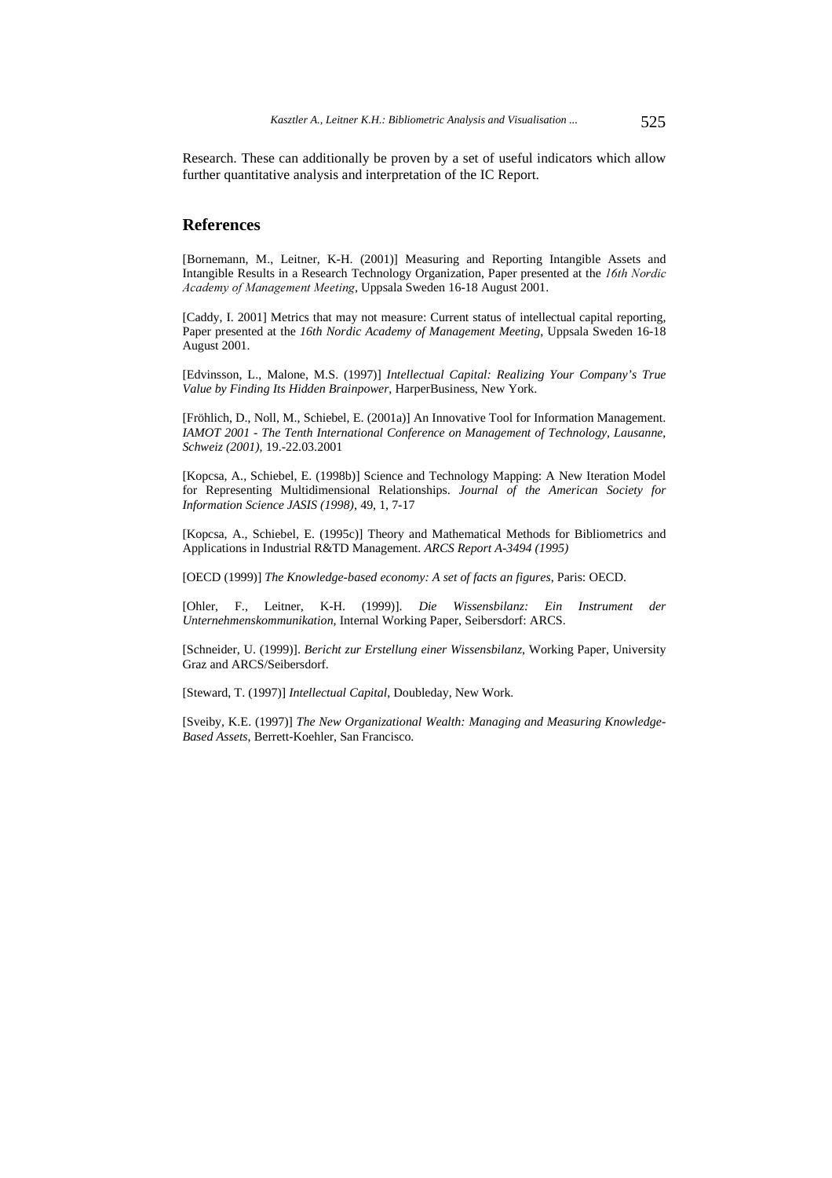Research. These can additionally be proven by a set of useful indicators which allow further quantitative analysis and interpretation of the IC Report.

## References

[Bornemann, M., Leitner, K-H. (2001)] Measuring and Reporting Intangible Assets and Intangible Results in a Research Technology Organization, Paper presented at the *16th Nordic Academy of Management Meeting*, Uppsala Sweden 16-18 August 2001.

[Caddy, I. 2001] Metrics that may not measure: Current status of intellectual capital reporting, Paper presented at the *16th Nordic Academy of Management Meeting*, Uppsala Sweden 16-18 August 2001.

[Edvinsson, L., Malone, M.S. (1997)] *Intellectual Capital: Realizing Your Company's True Value by Finding Its Hidden Brainpower*, HarperBusiness, New York.

[Fröhlich, D., Noll, M., Schiebel, E. (2001a)] An Innovative Tool for Information Management. *IAMOT 2001 - The Tenth International Conference on Management of Technology, Lausanne, Schweiz (2001)*, 19.-22.03.2001

[Kopcsa, A., Schiebel, E. (1998b)] Science and Technology Mapping: A New Iteration Model for Representing Multidimensional Relationships. *Journal of the American Society for Information Science JASIS (1998)*, 49, 1, 7-17

[Kopcsa, A., Schiebel, E. (1995c)] Theory and Mathematical Methods for Bibliometrics and Applications in Industrial R&TD Management. *ARCS Report A-3494 (1995)*

[OECD (1999)] *The Knowledge-based economy: A set of facts an figures*, Paris: OECD.

[Ohler, F., Leitner, K-H. (1999)]. *Die Wissensbilanz: Ein Instrument der Unternehmenskommunikation*, Internal Working Paper, Seibersdorf: ARCS.

[Schneider, U. (1999)]. *Bericht zur Erstellung einer Wissensbilanz*, Working Paper, University Graz and ARCS/Seibersdorf.

[Steward, T. (1997)] *Intellectual Capital*, Doubleday, New Work.

[Sveiby, K.E. (1997)] *The New Organizational Wealth: Managing and Measuring Knowledge-Based Assets*, Berrett-Koehler, San Francisco.